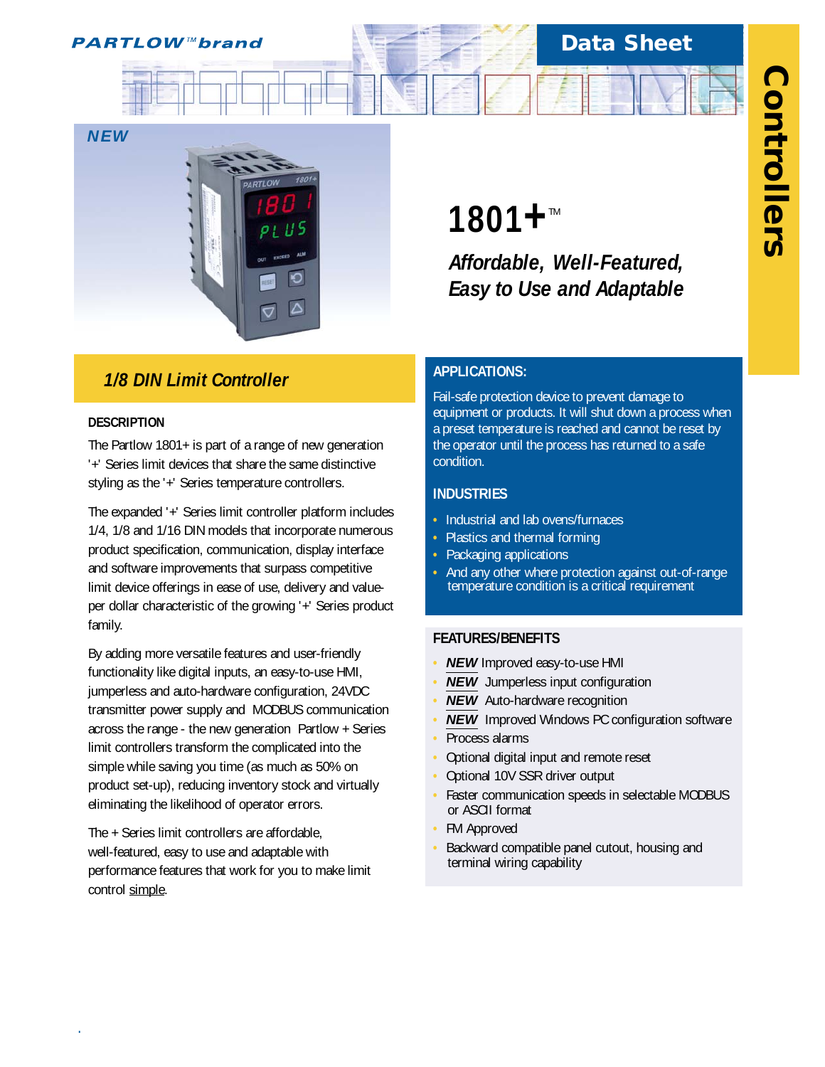PARTLOW™ brand

Data Sheet

Controllers

NEW

# 1801+™

## *Affordable, Well-Featured, Easy to Use and Adaptable*

## *1/8 DIN Limit Controller*

### DESCRIPTION

The Partlow 1801+ is part of a range of new generation '+' Series limit devices that share the same distinctive styling as the '+' Series temperature controllers.

The expanded '+' Series limit controller platform includes 1/4, 1/8 and 1/16 DIN models that incorporate numerous product specification, communication, display interface and software improvements that surpass competitive limit device offerings in ease of use, delivery and value-per dollar characteristic of the growing '+' Series product family.

By adding more versatile features and user-friendly functionality like digital inputs, an easy-to-use HMI, jumperless and auto-hardware configuration, 24VDC transmitter power supply and MODBUS communication across the range - the new generation Partlow + Series limit controllers transform the complicated into the simple while saving you time (as much as 50% on product set-up), reducing inventory stock and virtually eliminating the likelihood of operator errors.

The + Series limit controllers are affordable, well-featured, easy to use and adaptable with performance features that work for you to make limit control simple.

### APPLICATIONS:

Fail-safe protection device to prevent damage to equipment or products. It will shut down a process when a preset temperature is reached and cannot be reset by the operator until the process has returned to a safe condition.

### INDUSTRIES

- Industrial and lab ovens/furnaces
- Plastics and thermal forming
- Packaging applications
- And any other where protection against out-of-range temperature condition is a critical requirement

### FEATURES/BENEFITS

- ***NEW*** Improved easy-to-use HMI
- ***NEW*** Jumperless input configuration
- ***NEW*** Auto-hardware recognition
- ***NEW*** Improved Windows PC configuration software
- Process alarms
- Optional digital input and remote reset
- Optional 10V SSR driver output
- Faster communication speeds in selectable MODBUS or ASCII format
- FM Approved
- Backward compatible panel cutout, housing and terminal wiring capability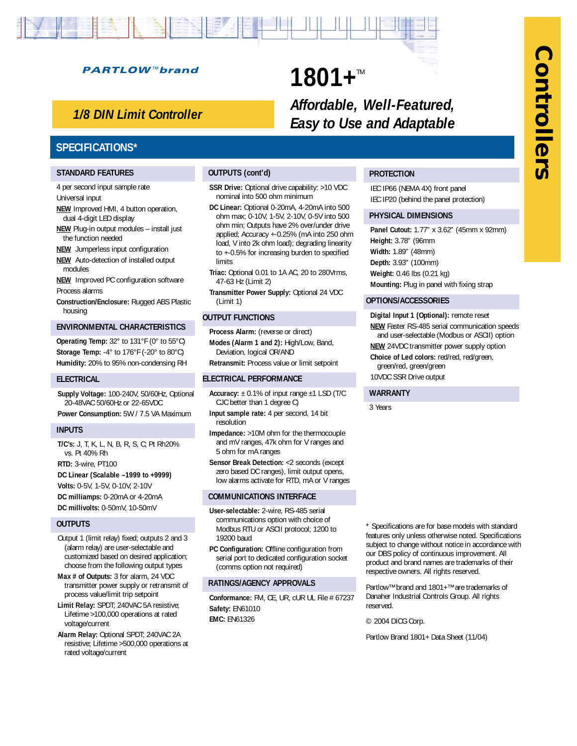**PARTLOW™brand**

# 1801+™

## *Affordable, Well-Featured, Easy to Use and Adaptable*

*1/8 DIN Limit Controller*

Controllers

## SPECIFICATIONS*

### STANDARD FEATURES

4 per second input sample rate

Universal input

NEW Improved HMI, 4 button operation, dual 4-digit LED display

NEW Plug-in output modules – install just the function needed

NEW Jumperless input configuration

NEW Auto-detection of installed output modules

NEW Improved PC configuration software

Process alarms

**Construction/Enclosure:** Rugged ABS Plastic housing

### ENVIRONMENTAL CHARACTERISTICS

**Operating Temp:** 32° to 131°F (0° to 55°C)

**Storage Temp:** -4° to 176°F (-20° to 80°C)

**Humidity:** 20% to 95% non-condensing RH

### ELECTRICAL

**Supply Voltage:** 100-240V, 50/60Hz, Optional 20-48VAC 50/60Hz or 22-65VDC

**Power Consumption:** 5W / 7.5 VA Maximum

### INPUTS

**T/C's:** J, T, K, L, N, B, R, S, C, Pt Rh20% vs. Pt 40% Rh

**RTD:** 3-wire, PT100

**DC Linear (Scalable –1999 to +9999)**

**Volts:** 0-5V, 1-5V, 0-10V, 2-10V

**DC milliamps:** 0-20mA or 4-20mA

**DC millivolts:** 0-50mV, 10-50mV

### OUTPUTS

Output 1 (limit relay) fixed; outputs 2 and 3 (alarm relay) are user-selectable and customized based on desired application; choose from the following output types

**Max # of Outputs:** 3 for alarm, 24 VDC transmitter power supply or retransmit of process value/limit trip setpoint

**Limit Relay:** SPDT; 240VAC 5A resistive; Lifetime >100,000 operations at rated voltage/current

**Alarm Relay:** Optional SPDT; 240VAC 2A resistive; Lifetime >500,000 operations at rated voltage/current

### OUTPUTS (cont'd)

**SSR Drive:** Optional drive capability: >10 VDC nominal into 500 ohm minimum

**DC Linear:** Optional 0-20mA, 4-20mA into 500 ohm max; 0-10V, 1-5V, 2-10V, 0-5V into 500 ohm min; Outputs have 2% over/under drive applied; Accuracy +-0.25% (mA into 250 ohm load, V into 2k ohm load); degrading linearity to +-0.5% for increasing burden to specified limits

**Triac:** Optional 0.01 to 1A AC, 20 to 280Vrms, 47-63 Hz (Limit 2)

**Transmitter Power Supply:** Optional 24 VDC (Limit 1)

### OUTPUT FUNCTIONS

**Process Alarm:** (reverse or direct)

**Modes (Alarm 1 and 2):** High/Low, Band, Deviation, logical OR/AND

**Retransmit:** Process value or limit setpoint

### ELECTRICAL PERFORMANCE

**Accuracy:** ± 0.1% of input range ±1 LSD (T/C CJC better than 1 degree C)

**Input sample rate:** 4 per second, 14 bit resolution

**Impedance:** >10M ohm for the thermocouple and mV ranges, 47k ohm for V ranges and 5 ohm for mA ranges

**Sensor Break Detection:** <2 seconds (except zero based DC ranges), limit output opens, low alarms activate for RTD, mA or V ranges

### COMMUNICATIONS INTERFACE

**User-selectable:** 2-wire, RS-485 serial communications option with choice of Modbus RTU or ASCII protocol; 1200 to 19200 baud

**PC Configuration:** Offline configuration from serial port to dedicated configuration socket (comms option not required)

### RATINGS/AGENCY APPROVALS

**Conformance:** FM, CE, UR, cUR UL File # 67237

**Safety:** EN61010

**EMC:** EN61326

### PROTECTION

IEC IP66 (NEMA 4X) front panel

IEC IP20 (behind the panel protection)

### PHYSICAL DIMENSIONS

**Panel Cutout:** 1.77" x 3.62" (45mm x 92mm)

**Height:** 3.78" (96mm

**Width:** 1.89" (48mm)

**Depth:** 3.93" (100mm)

**Weight:** 0.46 lbs (0.21 kg)

**Mounting:** Plug in panel with fixing strap

### OPTIONS/ACCESSORIES

**Digital Input 1 (Optional):** remote reset

NEW Faster RS-485 serial communication speeds and user-selectable (Modbus or ASCII) option

NEW 24VDC transmitter power supply option

**Choice of Led colors:** red/red, red/green, green/red, green/green

10VDC SSR Drive output

### WARRANTY

3 Years

\* Specifications are for base models with standard features only unless otherwise noted. Specifications subject to change without notice in accordance with our DBS policy of continuous improvement. All product and brand names are trademarks of their respective owners. All rights reserved.

Partlow™brand and 1801+™are trademarks of Danaher Industrial Controls Group. All rights reserved.

© 2004 DICG Corp.

Partlow Brand 1801+ Data Sheet (11/04)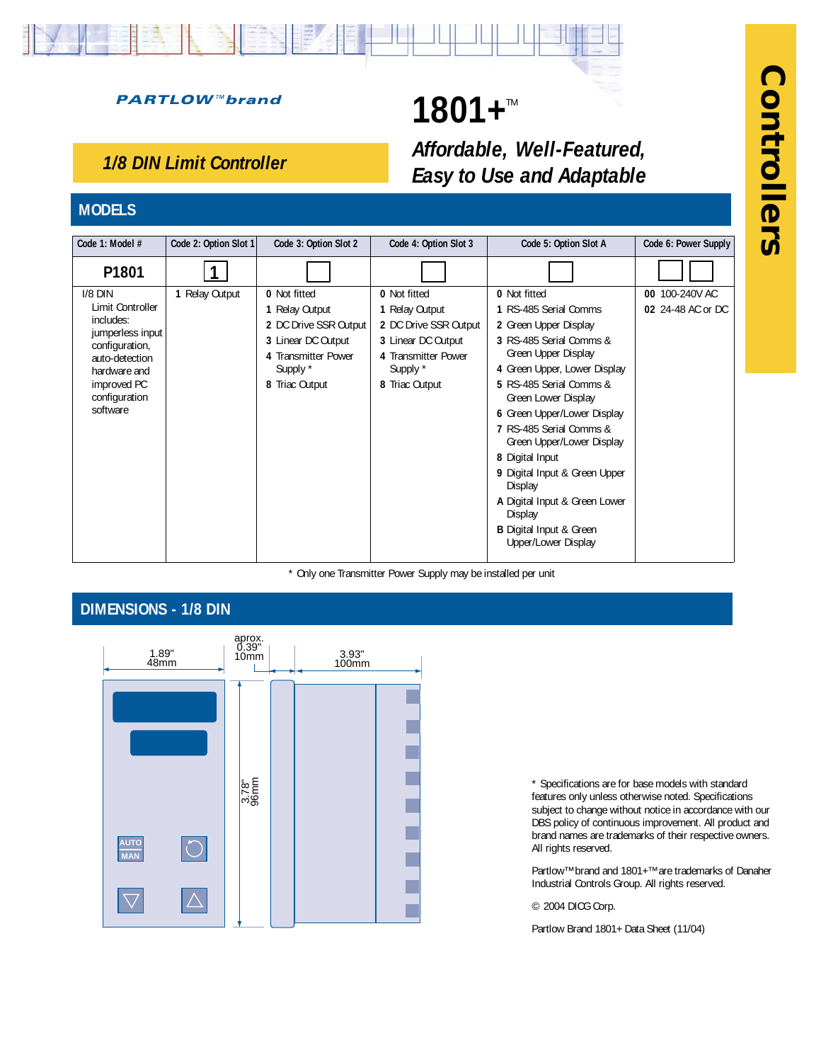PARTLOW™ brand

# 1801+™

## *Affordable, Well-Featured, Easy to Use and Adaptable*

**1/8 DIN Limit Controller**

Controllers

## MODELS

| Code 1: Model # | Code 2: Option Slot 1 | Code 3: Option Slot 2 | Code 4: Option Slot 3 | Code 5: Option Slot A | Code 6: Power Supply |
|---|---|---|---|---|---|
| **P1801** | **1** | ☐ | ☐ | ☐ | ☐☐ |
| I/8 DIN Limit Controller includes: jumperless input configuration, auto-detection hardware and improved PC configuration software | **1** Relay Output | **0** Not fitted<br>**1** Relay Output<br>**2** DC Drive SSR Output<br>**3** Linear DC Output<br>**4** Transmitter Power Supply *<br>**8** Triac Output | **0** Not fitted<br>**1** Relay Output<br>**2** DC Drive SSR Output<br>**3** Linear DC Output<br>**4** Transmitter Power Supply *<br>**8** Triac Output | **0** Not fitted<br>**1** RS-485 Serial Comms<br>**2** Green Upper Display<br>**3** RS-485 Serial Comms & Green Upper Display<br>**4** Green Upper, Lower Display<br>**5** RS-485 Serial Comms & Green Lower Display<br>**6** Green Upper/Lower Display<br>**7** RS-485 Serial Comms & Green Upper/Lower Display<br>**8** Digital Input<br>**9** Digital Input & Green Upper Display<br>**A** Digital Input & Green Lower Display<br>**B** Digital Input & Green Upper/Lower Display | **00** 100-240V AC<br>**02** 24-48 AC or DC |

\* Only one Transmitter Power Supply may be installed per unit

## DIMENSIONS - 1/8 DIN

1.89"
48mm

aprox.
0.39"
10mm

3.93"
100mm

3.78"
96mm

AUTO
MAN

\* Specifications are for base models with standard features only unless otherwise noted. Specifications subject to change without notice in accordance with our DBS policy of continuous improvement. All product and brand names are trademarks of their respective owners. All rights reserved.

Partlow™ brand and 1801+™ are trademarks of Danaher Industrial Controls Group. All rights reserved.

© 2004 DICG Corp.

Partlow Brand 1801+ Data Sheet (11/04)